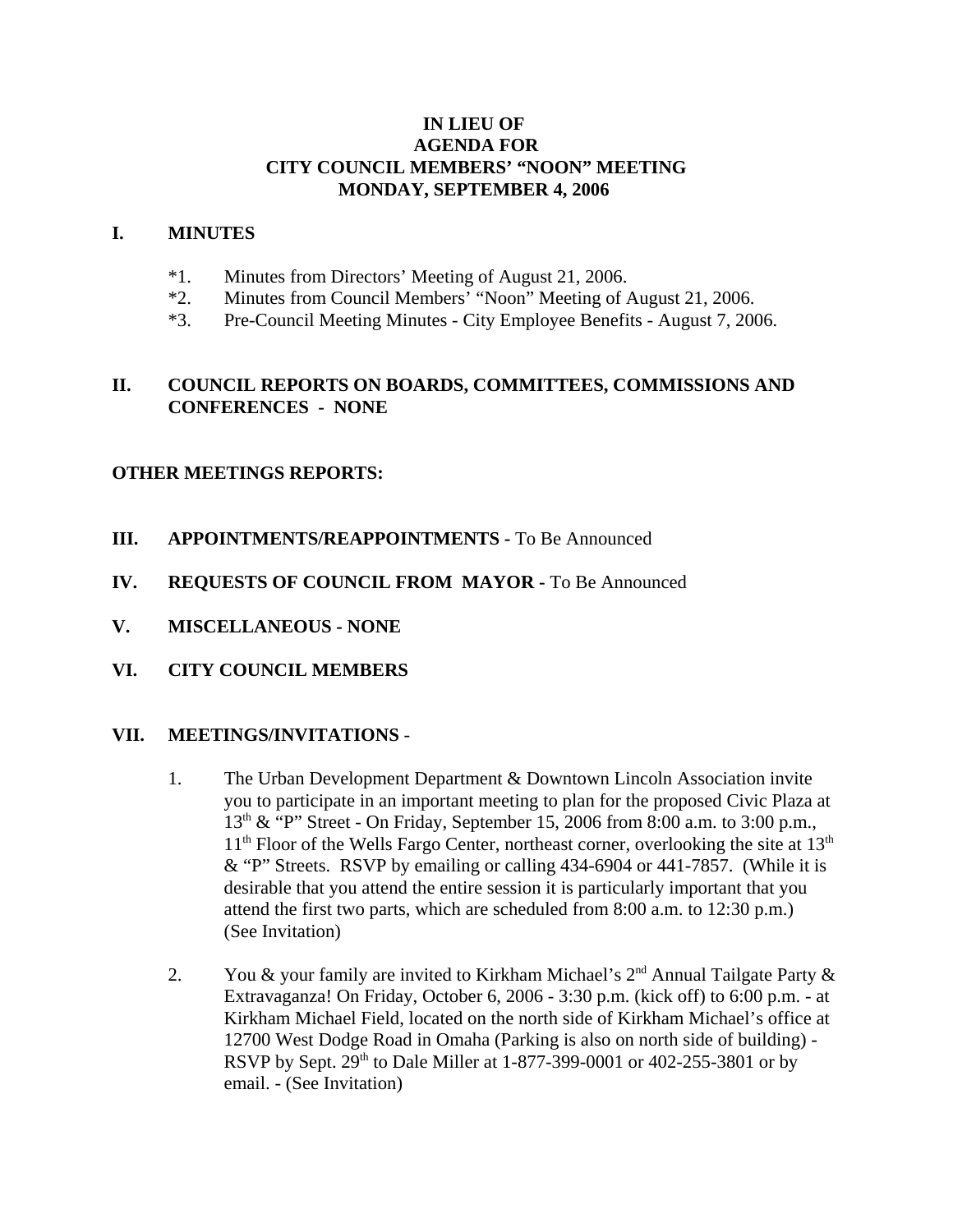# IN LIEU OF
# AGENDA FOR
# CITY COUNCIL MEMBERS' "NOON" MEETING
# MONDAY, SEPTEMBER 4, 2006

## I. MINUTES

*1. Minutes from Directors' Meeting of August 21, 2006.
*2. Minutes from Council Members' "Noon" Meeting of August 21, 2006.
*3. Pre-Council Meeting Minutes - City Employee Benefits - August 7, 2006.

## II. COUNCIL REPORTS ON BOARDS, COMMITTEES, COMMISSIONS AND CONFERENCES - NONE

**OTHER MEETINGS REPORTS:**

## III. APPOINTMENTS/REAPPOINTMENTS - To Be Announced

## IV. REQUESTS OF COUNCIL FROM MAYOR - To Be Announced

## V. MISCELLANEOUS - NONE

## VI. CITY COUNCIL MEMBERS

## VII. MEETINGS/INVITATIONS -

1. The Urban Development Department & Downtown Lincoln Association invite you to participate in an important meeting to plan for the proposed Civic Plaza at 13th & "P" Street - On Friday, September 15, 2006 from 8:00 a.m. to 3:00 p.m., 11th Floor of the Wells Fargo Center, northeast corner, overlooking the site at 13th & "P" Streets. RSVP by emailing or calling 434-6904 or 441-7857. (While it is desirable that you attend the entire session it is particularly important that you attend the first two parts, which are scheduled from 8:00 a.m. to 12:30 p.m.) (See Invitation)

2. You & your family are invited to Kirkham Michael's 2nd Annual Tailgate Party & Extravaganza! On Friday, October 6, 2006 - 3:30 p.m. (kick off) to 6:00 p.m. - at Kirkham Michael Field, located on the north side of Kirkham Michael's office at 12700 West Dodge Road in Omaha (Parking is also on north side of building) - RSVP by Sept. 29th to Dale Miller at 1-877-399-0001 or 402-255-3801 or by email. - (See Invitation)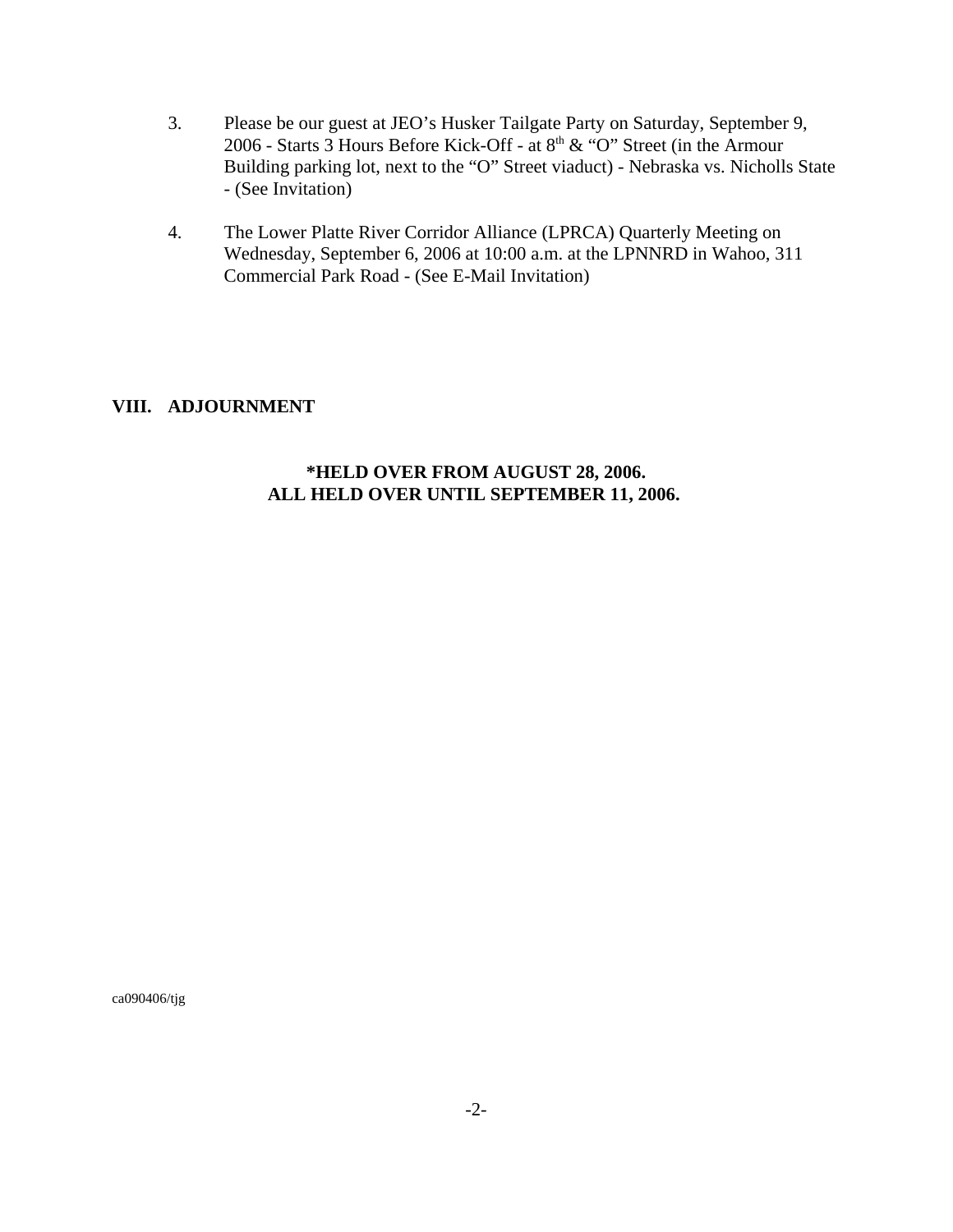3. Please be our guest at JEO's Husker Tailgate Party on Saturday, September 9, 2006 - Starts 3 Hours Before Kick-Off - at 8th & "O" Street (in the Armour Building parking lot, next to the "O" Street viaduct) - Nebraska vs. Nicholls State - (See Invitation)

4. The Lower Platte River Corridor Alliance (LPRCA) Quarterly Meeting on Wednesday, September 6, 2006 at 10:00 a.m. at the LPNNRD in Wahoo, 311 Commercial Park Road - (See E-Mail Invitation)

## VIII. ADJOURNMENT

**\*HELD OVER FROM AUGUST 28, 2006.**
**ALL HELD OVER UNTIL SEPTEMBER 11, 2006.**

ca090406/tjg